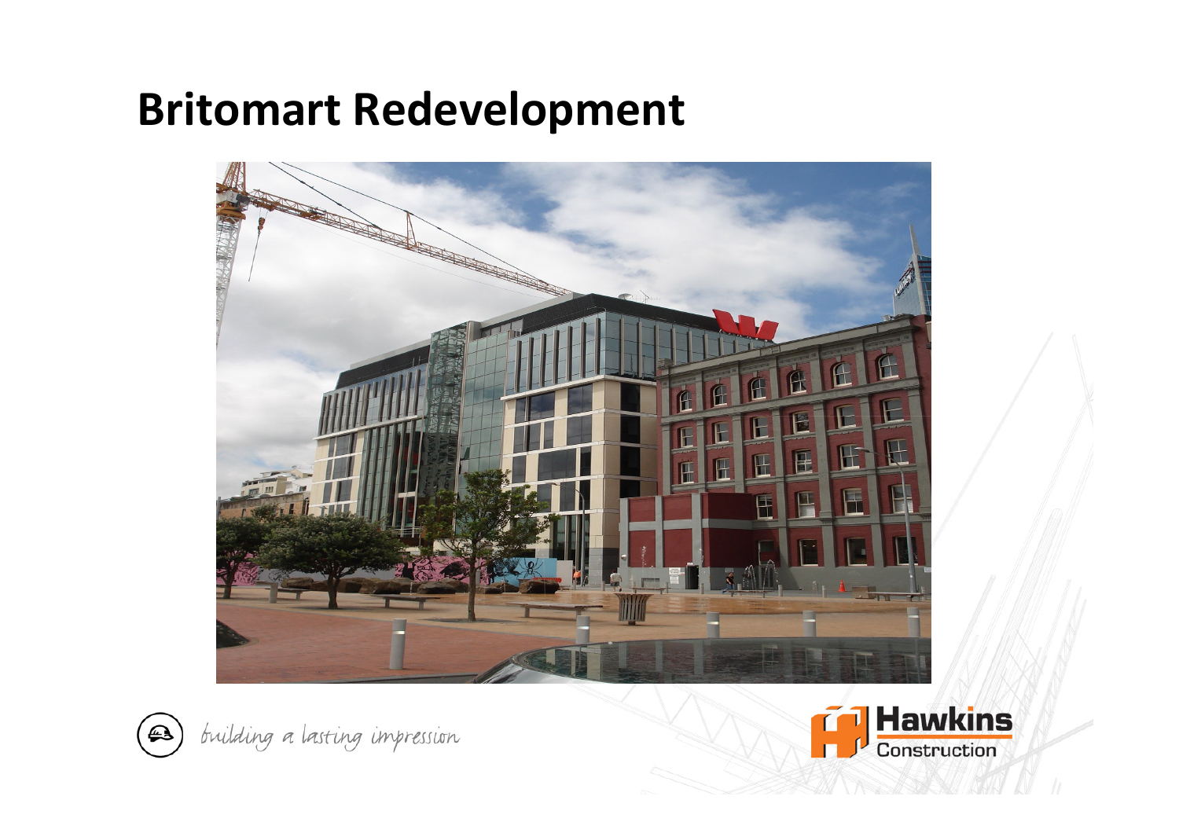# Britomart Redevelopment

*building a lasting impression*

**Hawkins** Construction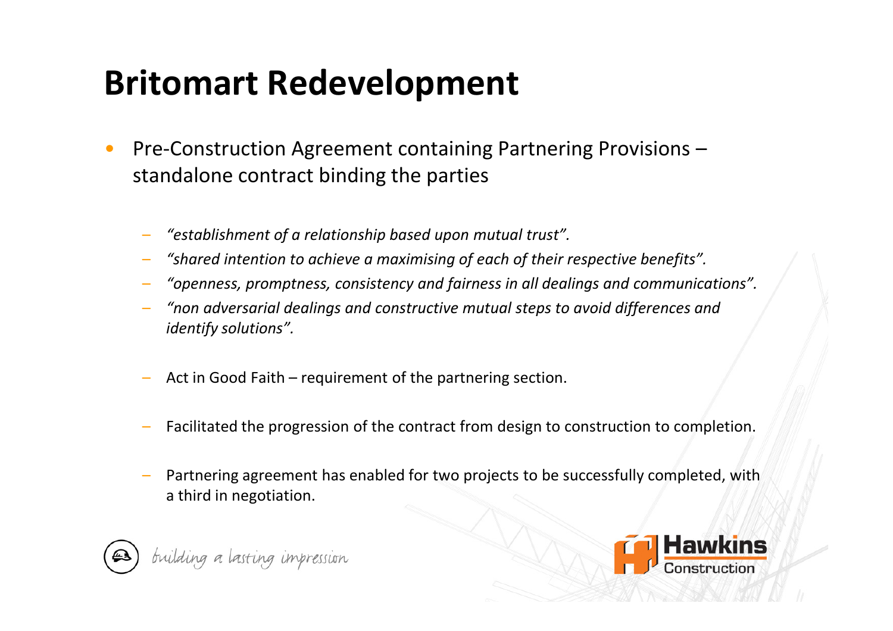# Britomart Redevelopment

- Pre-Construction Agreement containing Partnering Provisions – standalone contract binding the parties
  - *"establishment of a relationship based upon mutual trust".*
  - *"shared intention to achieve a maximising of each of their respective benefits".*
  - *"openness, promptness, consistency and fairness in all dealings and communications".*
  - *"non adversarial dealings and constructive mutual steps to avoid differences and identify solutions".*
  - Act in Good Faith – requirement of the partnering section.
  - Facilitated the progression of the contract from design to construction to completion.
  - Partnering agreement has enabled for two projects to be successfully completed, with a third in negotiation.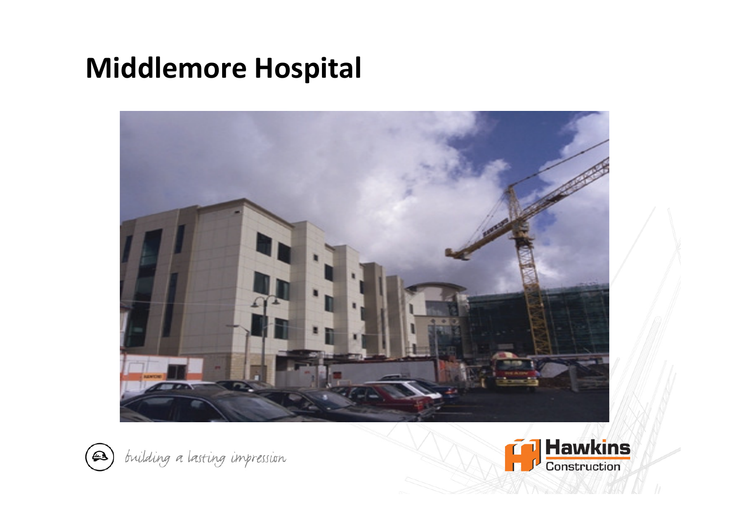# Middlemore Hospital

*building a lasting impression*

Hawkins Construction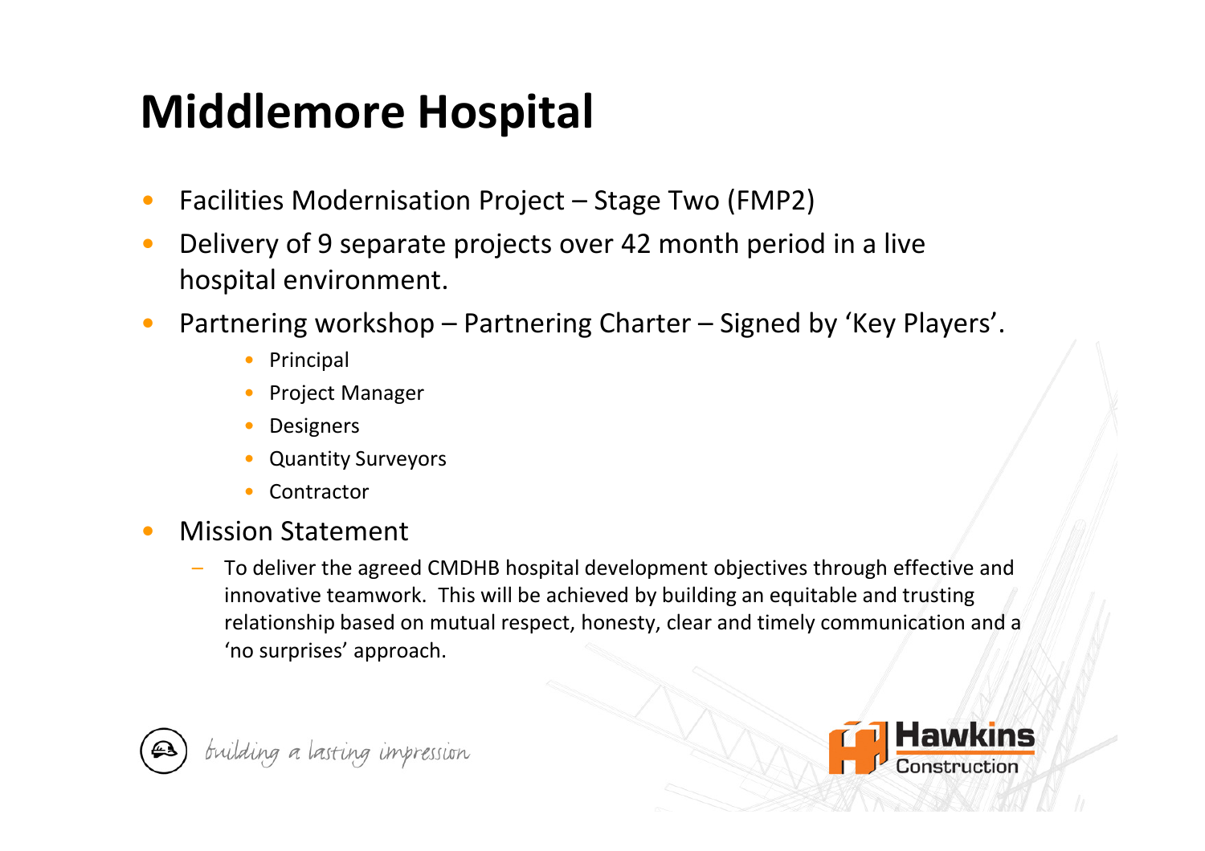# Middlemore Hospital

- Facilities Modernisation Project – Stage Two (FMP2)
- Delivery of 9 separate projects over 42 month period in a live hospital environment.
- Partnering workshop – Partnering Charter – Signed by 'Key Players'.
    - Principal
    - Project Manager
    - Designers
    - Quantity Surveyors
    - Contractor
- Mission Statement
    - To deliver the agreed CMDHB hospital development objectives through effective and innovative teamwork. This will be achieved by building an equitable and trusting relationship based on mutual respect, honesty, clear and timely communication and a 'no surprises' approach.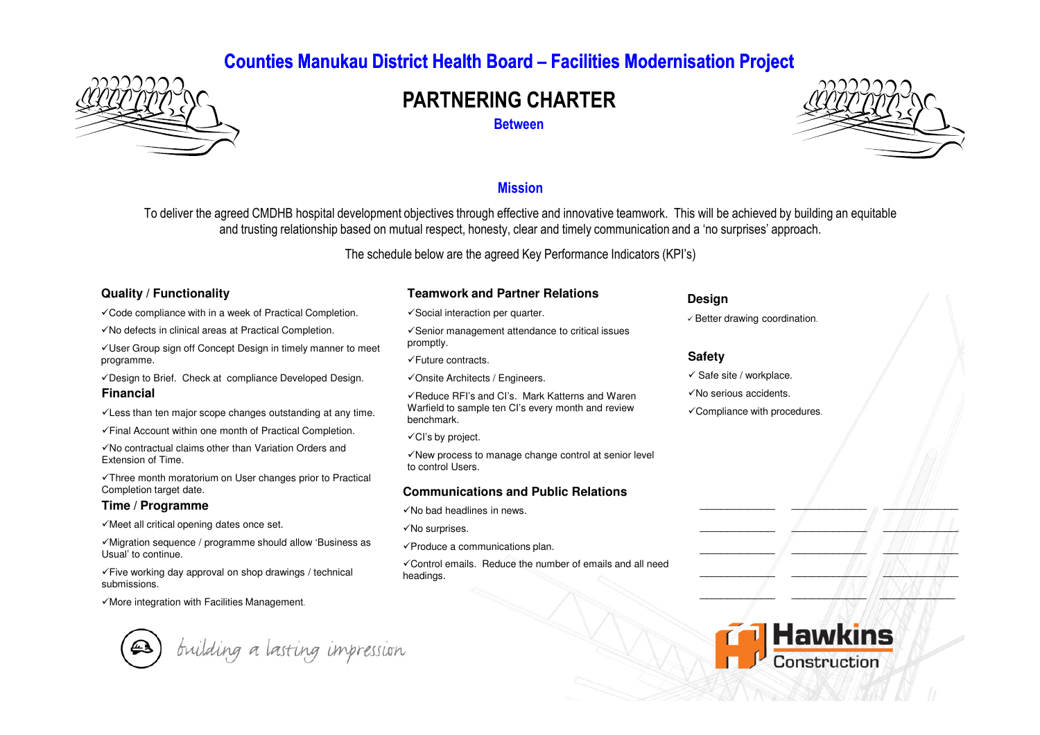# Counties Manukau District Health Board – Facilities Modernisation Project

## PARTNERING CHARTER

**Between**

### Mission

To deliver the agreed CMDHB hospital development objectives through effective and innovative teamwork. This will be achieved by building an equitable and trusting relationship based on mutual respect, honesty, clear and timely communication and a 'no surprises' approach.

The schedule below are the agreed Key Performance Indicators (KPI's)

### Quality / Functionality

- ✓Code compliance with in a week of Practical Completion.
- ✓No defects in clinical areas at Practical Completion.
- ✓User Group sign off Concept Design in timely manner to meet programme.
- ✓Design to Brief. Check at compliance Developed Design.

### Financial

- ✓Less than ten major scope changes outstanding at any time.
- ✓Final Account within one month of Practical Completion.
- ✓No contractual claims other than Variation Orders and Extension of Time.
- ✓Three month moratorium on User changes prior to Practical Completion target date.

### Time / Programme

- ✓Meet all critical opening dates once set.
- ✓Migration sequence / programme should allow 'Business as Usual' to continue.
- ✓Five working day approval on shop drawings / technical submissions.
- ✓More integration with Facilities Management.

### Teamwork and Partner Relations

- ✓Social interaction per quarter.
- ✓Senior management attendance to critical issues promptly.
- ✓Future contracts.
- ✓Onsite Architects / Engineers.
- ✓Reduce RFI's and CI's. Mark Katterns and Waren Warfield to sample ten CI's every month and review benchmark.
- ✓CI's by project.
- ✓New process to manage change control at senior level to control Users.

### Communications and Public Relations

- ✓No bad headlines in news.
- ✓No surprises.
- ✓Produce a communications plan.
- ✓Control emails. Reduce the number of emails and all need headings.

### Design

- ✓ Better drawing coordination.

### Safety

- ✓ Safe site / workplace.
- ✓No serious accidents.
- ✓Compliance with procedures.

_____________ _____________ _____________

_____________ _____________ _____________

_____________ _____________ _____________

_____________ _____________ _____________

_____________ _____________ _____________

building a lasting impression

Hawkins Construction